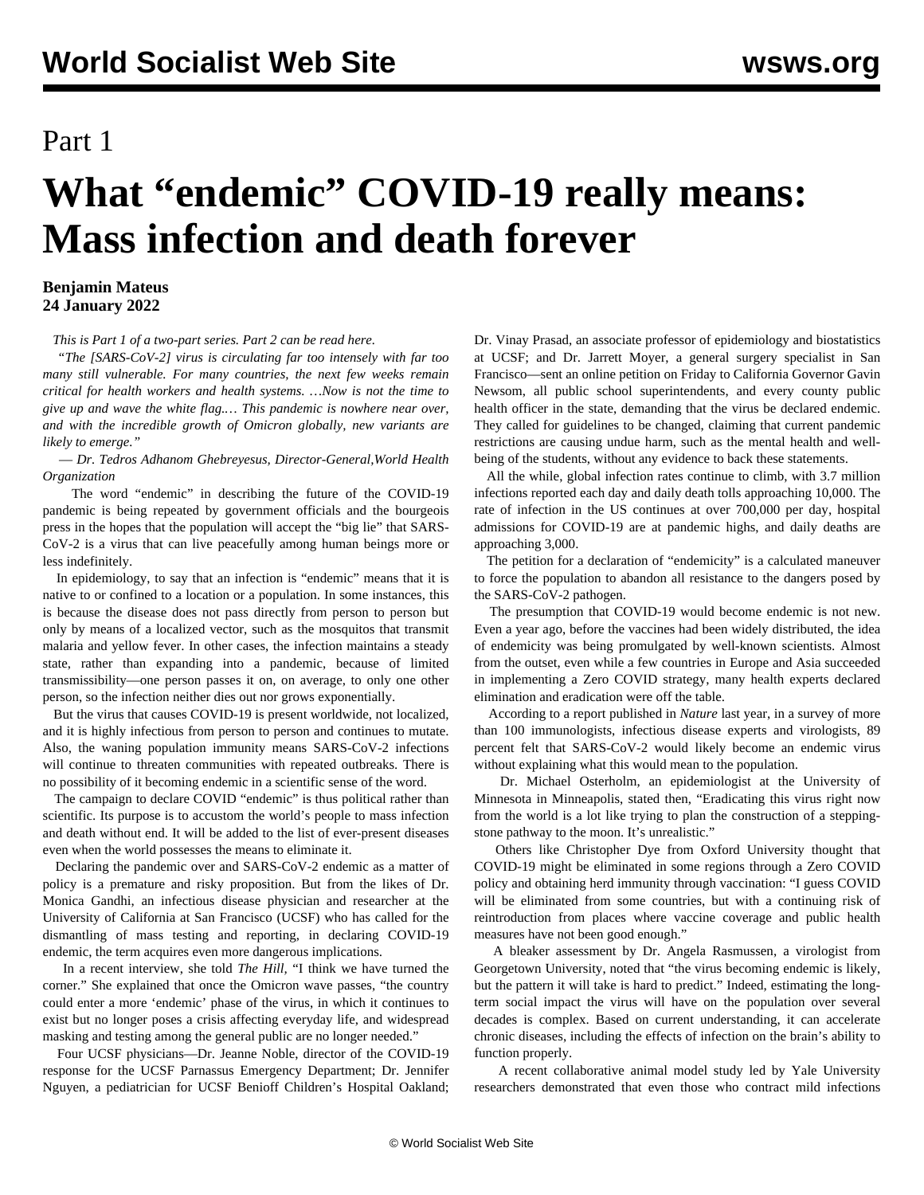# Part 1

# What "endemic" COVID-19 really means: Mass infection and death forever

**Benjamin Mateus**
**24 January 2022**

*This is Part 1 of a two-part series. Part 2 can be read here.*

*"The [SARS-CoV-2] virus is circulating far too intensely with far too many still vulnerable. For many countries, the next few weeks remain critical for health workers and health systems. …Now is not the time to give up and wave the white flag.… This pandemic is nowhere near over, and with the incredible growth of Omicron globally, new variants are likely to emerge."*

*— Dr. Tedros Adhanom Ghebreyesus, Director-General,World Health Organization*

The word "endemic" in describing the future of the COVID-19 pandemic is being repeated by government officials and the bourgeois press in the hopes that the population will accept the "big lie" that SARS-CoV-2 is a virus that can live peacefully among human beings more or less indefinitely.

In epidemiology, to say that an infection is "endemic" means that it is native to or confined to a location or a population. In some instances, this is because the disease does not pass directly from person to person but only by means of a localized vector, such as the mosquitos that transmit malaria and yellow fever. In other cases, the infection maintains a steady state, rather than expanding into a pandemic, because of limited transmissibility—one person passes it on, on average, to only one other person, so the infection neither dies out nor grows exponentially.

But the virus that causes COVID-19 is present worldwide, not localized, and it is highly infectious from person to person and continues to mutate. Also, the waning population immunity means SARS-CoV-2 infections will continue to threaten communities with repeated outbreaks. There is no possibility of it becoming endemic in a scientific sense of the word.

The campaign to declare COVID "endemic" is thus political rather than scientific. Its purpose is to accustom the world's people to mass infection and death without end. It will be added to the list of ever-present diseases even when the world possesses the means to eliminate it.

Declaring the pandemic over and SARS-CoV-2 endemic as a matter of policy is a premature and risky proposition. But from the likes of Dr. Monica Gandhi, an infectious disease physician and researcher at the University of California at San Francisco (UCSF) who has called for the dismantling of mass testing and reporting, in declaring COVID-19 endemic, the term acquires even more dangerous implications.

In a recent interview, she told *The Hill,* "I think we have turned the corner." She explained that once the Omicron wave passes, "the country could enter a more 'endemic' phase of the virus, in which it continues to exist but no longer poses a crisis affecting everyday life, and widespread masking and testing among the general public are no longer needed."

Four UCSF physicians—Dr. Jeanne Noble, director of the COVID-19 response for the UCSF Parnassus Emergency Department; Dr. Jennifer Nguyen, a pediatrician for UCSF Benioff Children's Hospital Oakland; Dr. Vinay Prasad, an associate professor of epidemiology and biostatistics at UCSF; and Dr. Jarrett Moyer, a general surgery specialist in San Francisco—sent an online petition on Friday to California Governor Gavin Newsom, all public school superintendents, and every county public health officer in the state, demanding that the virus be declared endemic. They called for guidelines to be changed, claiming that current pandemic restrictions are causing undue harm, such as the mental health and well-being of the students, without any evidence to back these statements.

All the while, global infection rates continue to climb, with 3.7 million infections reported each day and daily death tolls approaching 10,000. The rate of infection in the US continues at over 700,000 per day, hospital admissions for COVID-19 are at pandemic highs, and daily deaths are approaching 3,000.

The petition for a declaration of "endemicity" is a calculated maneuver to force the population to abandon all resistance to the dangers posed by the SARS-CoV-2 pathogen.

The presumption that COVID-19 would become endemic is not new. Even a year ago, before the vaccines had been widely distributed, the idea of endemicity was being promulgated by well-known scientists. Almost from the outset, even while a few countries in Europe and Asia succeeded in implementing a Zero COVID strategy, many health experts declared elimination and eradication were off the table.

According to a report published in *Nature* last year, in a survey of more than 100 immunologists, infectious disease experts and virologists, 89 percent felt that SARS-CoV-2 would likely become an endemic virus without explaining what this would mean to the population.

Dr. Michael Osterholm, an epidemiologist at the University of Minnesota in Minneapolis, stated then, "Eradicating this virus right now from the world is a lot like trying to plan the construction of a stepping-stone pathway to the moon. It's unrealistic."

Others like Christopher Dye from Oxford University thought that COVID-19 might be eliminated in some regions through a Zero COVID policy and obtaining herd immunity through vaccination: "I guess COVID will be eliminated from some countries, but with a continuing risk of reintroduction from places where vaccine coverage and public health measures have not been good enough."

A bleaker assessment by Dr. Angela Rasmussen, a virologist from Georgetown University, noted that "the virus becoming endemic is likely, but the pattern it will take is hard to predict." Indeed, estimating the long-term social impact the virus will have on the population over several decades is complex. Based on current understanding, it can accelerate chronic diseases, including the effects of infection on the brain's ability to function properly.

A recent collaborative animal model study led by Yale University researchers demonstrated that even those who contract mild infections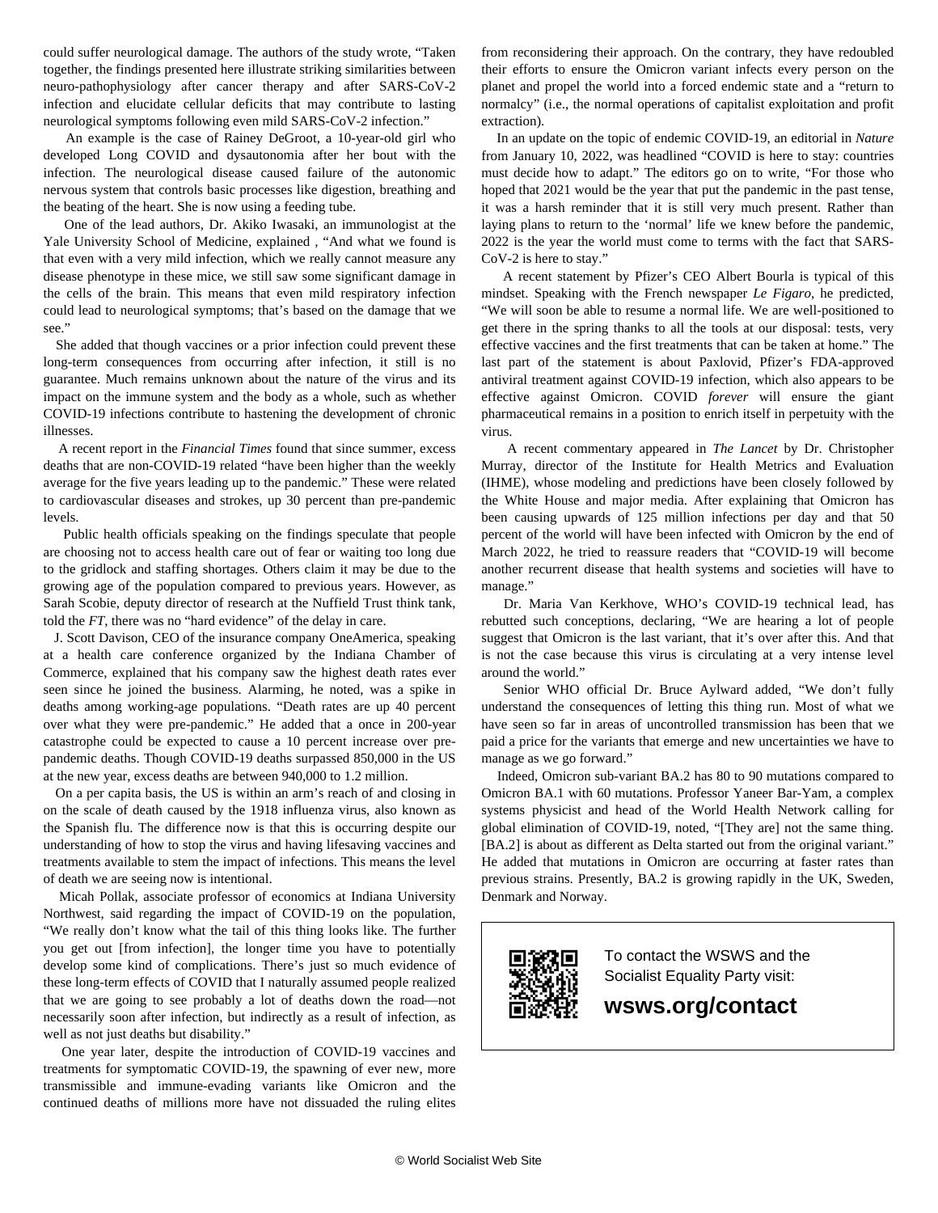could suffer neurological damage. The authors of the study wrote, “Taken together, the findings presented here illustrate striking similarities between neuro-pathophysiology after cancer therapy and after SARS-CoV-2 infection and elucidate cellular deficits that may contribute to lasting neurological symptoms following even mild SARS-CoV-2 infection.”

An example is the case of Rainey DeGroot, a 10-year-old girl who developed Long COVID and dysautonomia after her bout with the infection. The neurological disease caused failure of the autonomic nervous system that controls basic processes like digestion, breathing and the beating of the heart. She is now using a feeding tube.

One of the lead authors, Dr. Akiko Iwasaki, an immunologist at the Yale University School of Medicine, explained , “And what we found is that even with a very mild infection, which we really cannot measure any disease phenotype in these mice, we still saw some significant damage in the cells of the brain. This means that even mild respiratory infection could lead to neurological symptoms; that’s based on the damage that we see.”

She added that though vaccines or a prior infection could prevent these long-term consequences from occurring after infection, it still is no guarantee. Much remains unknown about the nature of the virus and its impact on the immune system and the body as a whole, such as whether COVID-19 infections contribute to hastening the development of chronic illnesses.

A recent report in the *Financial Times* found that since summer, excess deaths that are non-COVID-19 related “have been higher than the weekly average for the five years leading up to the pandemic.” These were related to cardiovascular diseases and strokes, up 30 percent than pre-pandemic levels.

Public health officials speaking on the findings speculate that people are choosing not to access health care out of fear or waiting too long due to the gridlock and staffing shortages. Others claim it may be due to the growing age of the population compared to previous years. However, as Sarah Scobie, deputy director of research at the Nuffield Trust think tank, told the *FT*, there was no “hard evidence” of the delay in care.

J. Scott Davison, CEO of the insurance company OneAmerica, speaking at a health care conference organized by the Indiana Chamber of Commerce, explained that his company saw the highest death rates ever seen since he joined the business. Alarming, he noted, was a spike in deaths among working-age populations. “Death rates are up 40 percent over what they were pre-pandemic.” He added that a once in 200-year catastrophe could be expected to cause a 10 percent increase over pre-pandemic deaths. Though COVID-19 deaths surpassed 850,000 in the US at the new year, excess deaths are between 940,000 to 1.2 million.

On a per capita basis, the US is within an arm’s reach of and closing in on the scale of death caused by the 1918 influenza virus, also known as the Spanish flu. The difference now is that this is occurring despite our understanding of how to stop the virus and having lifesaving vaccines and treatments available to stem the impact of infections. This means the level of death we are seeing now is intentional.

Micah Pollak, associate professor of economics at Indiana University Northwest, said regarding the impact of COVID-19 on the population, “We really don’t know what the tail of this thing looks like. The further you get out [from infection], the longer time you have to potentially develop some kind of complications. There’s just so much evidence of these long-term effects of COVID that I naturally assumed people realized that we are going to see probably a lot of deaths down the road—not necessarily soon after infection, but indirectly as a result of infection, as well as not just deaths but disability.”

One year later, despite the introduction of COVID-19 vaccines and treatments for symptomatic COVID-19, the spawning of ever new, more transmissible and immune-evading variants like Omicron and the continued deaths of millions more have not dissuaded the ruling elites from reconsidering their approach. On the contrary, they have redoubled their efforts to ensure the Omicron variant infects every person on the planet and propel the world into a forced endemic state and a “return to normalcy” (i.e., the normal operations of capitalist exploitation and profit extraction).

In an update on the topic of endemic COVID-19, an editorial in *Nature* from January 10, 2022, was headlined “COVID is here to stay: countries must decide how to adapt.” The editors go on to write, “For those who hoped that 2021 would be the year that put the pandemic in the past tense, it was a harsh reminder that it is still very much present. Rather than laying plans to return to the ‘normal’ life we knew before the pandemic, 2022 is the year the world must come to terms with the fact that SARS-CoV-2 is here to stay.”

A recent statement by Pfizer’s CEO Albert Bourla is typical of this mindset. Speaking with the French newspaper *Le Figaro*, he predicted, “We will soon be able to resume a normal life. We are well-positioned to get there in the spring thanks to all the tools at our disposal: tests, very effective vaccines and the first treatments that can be taken at home.” The last part of the statement is about Paxlovid, Pfizer’s FDA-approved antiviral treatment against COVID-19 infection, which also appears to be effective against Omicron. COVID *forever* will ensure the giant pharmaceutical remains in a position to enrich itself in perpetuity with the virus.

A recent commentary appeared in *The Lancet* by Dr. Christopher Murray, director of the Institute for Health Metrics and Evaluation (IHME), whose modeling and predictions have been closely followed by the White House and major media. After explaining that Omicron has been causing upwards of 125 million infections per day and that 50 percent of the world will have been infected with Omicron by the end of March 2022, he tried to reassure readers that “COVID-19 will become another recurrent disease that health systems and societies will have to manage.”

Dr. Maria Van Kerkhove, WHO’s COVID-19 technical lead, has rebutted such conceptions, declaring, “We are hearing a lot of people suggest that Omicron is the last variant, that it’s over after this. And that is not the case because this virus is circulating at a very intense level around the world.”

Senior WHO official Dr. Bruce Aylward added, “We don’t fully understand the consequences of letting this thing run. Most of what we have seen so far in areas of uncontrolled transmission has been that we paid a price for the variants that emerge and new uncertainties we have to manage as we go forward.”

Indeed, Omicron sub-variant BA.2 has 80 to 90 mutations compared to Omicron BA.1 with 60 mutations. Professor Yaneer Bar-Yam, a complex systems physicist and head of the World Health Network calling for global elimination of COVID-19, noted, “[They are] not the same thing. [BA.2] is about as different as Delta started out from the original variant.” He added that mutations in Omicron are occurring at faster rates than previous strains. Presently, BA.2 is growing rapidly in the UK, Sweden, Denmark and Norway.

To contact the WSWS and the Socialist Equality Party visit:

**wsws.org/contact**